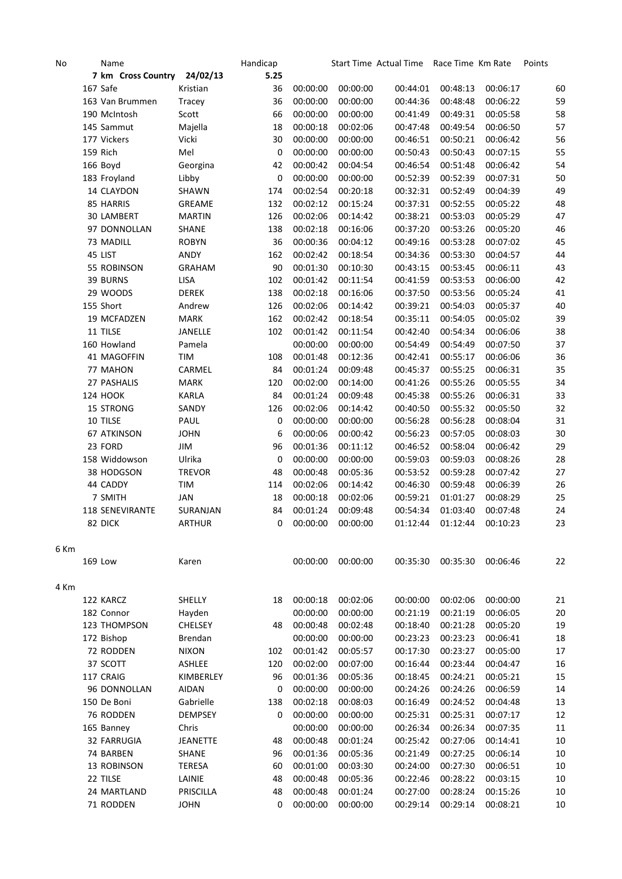| No | Name | | Handicap | | Start Time | Actual Time | Race Time | Km Rate | Points |
|---|---|---|---|---|---|---|---|---|---|
| | **7 km Cross Country** | **24/02/13** | **5.25** | | | | | | |
| | 167 Safe | Kristian | 36 | 00:00:00 | 00:00:00 | 00:44:01 | 00:48:13 | 00:06:17 | 60 |
| | 163 Van Brummen | Tracey | 36 | 00:00:00 | 00:00:00 | 00:44:36 | 00:48:48 | 00:06:22 | 59 |
| | 190 McIntosh | Scott | 66 | 00:00:00 | 00:00:00 | 00:41:49 | 00:49:31 | 00:05:58 | 58 |
| | 145 Sammut | Majella | 18 | 00:00:18 | 00:02:06 | 00:47:48 | 00:49:54 | 00:06:50 | 57 |
| | 177 Vickers | Vicki | 30 | 00:00:00 | 00:00:00 | 00:46:51 | 00:50:21 | 00:06:42 | 56 |
| | 159 Rich | Mel | 0 | 00:00:00 | 00:00:00 | 00:50:43 | 00:50:43 | 00:07:15 | 55 |
| | 166 Boyd | Georgina | 42 | 00:00:42 | 00:04:54 | 00:46:54 | 00:51:48 | 00:06:42 | 54 |
| | 183 Froyland | Libby | 0 | 00:00:00 | 00:00:00 | 00:52:39 | 00:52:39 | 00:07:31 | 50 |
| | 14 CLAYDON | SHAWN | 174 | 00:02:54 | 00:20:18 | 00:32:31 | 00:52:49 | 00:04:39 | 49 |
| | 85 HARRIS | GREAME | 132 | 00:02:12 | 00:15:24 | 00:37:31 | 00:52:55 | 00:05:22 | 48 |
| | 30 LAMBERT | MARTIN | 126 | 00:02:06 | 00:14:42 | 00:38:21 | 00:53:03 | 00:05:29 | 47 |
| | 97 DONNOLLAN | SHANE | 138 | 00:02:18 | 00:16:06 | 00:37:20 | 00:53:26 | 00:05:20 | 46 |
| | 73 MADILL | ROBYN | 36 | 00:00:36 | 00:04:12 | 00:49:16 | 00:53:28 | 00:07:02 | 45 |
| | 45 LIST | ANDY | 162 | 00:02:42 | 00:18:54 | 00:34:36 | 00:53:30 | 00:04:57 | 44 |
| | 55 ROBINSON | GRAHAM | 90 | 00:01:30 | 00:10:30 | 00:43:15 | 00:53:45 | 00:06:11 | 43 |
| | 39 BURNS | LISA | 102 | 00:01:42 | 00:11:54 | 00:41:59 | 00:53:53 | 00:06:00 | 42 |
| | 29 WOODS | DEREK | 138 | 00:02:18 | 00:16:06 | 00:37:50 | 00:53:56 | 00:05:24 | 41 |
| | 155 Short | Andrew | 126 | 00:02:06 | 00:14:42 | 00:39:21 | 00:54:03 | 00:05:37 | 40 |
| | 19 MCFADZEN | MARK | 162 | 00:02:42 | 00:18:54 | 00:35:11 | 00:54:05 | 00:05:02 | 39 |
| | 11 TILSE | JANELLE | 102 | 00:01:42 | 00:11:54 | 00:42:40 | 00:54:34 | 00:06:06 | 38 |
| | 160 Howland | Pamela | | 00:00:00 | 00:00:00 | 00:54:49 | 00:54:49 | 00:07:50 | 37 |
| | 41 MAGOFFIN | TIM | 108 | 00:01:48 | 00:12:36 | 00:42:41 | 00:55:17 | 00:06:06 | 36 |
| | 77 MAHON | CARMEL | 84 | 00:01:24 | 00:09:48 | 00:45:37 | 00:55:25 | 00:06:31 | 35 |
| | 27 PASHALIS | MARK | 120 | 00:02:00 | 00:14:00 | 00:41:26 | 00:55:26 | 00:05:55 | 34 |
| | 124 HOOK | KARLA | 84 | 00:01:24 | 00:09:48 | 00:45:38 | 00:55:26 | 00:06:31 | 33 |
| | 15 STRONG | SANDY | 126 | 00:02:06 | 00:14:42 | 00:40:50 | 00:55:32 | 00:05:50 | 32 |
| | 10 TILSE | PAUL | 0 | 00:00:00 | 00:00:00 | 00:56:28 | 00:56:28 | 00:08:04 | 31 |
| | 67 ATKINSON | JOHN | 6 | 00:00:06 | 00:00:42 | 00:56:23 | 00:57:05 | 00:08:03 | 30 |
| | 23 FORD | JIM | 96 | 00:01:36 | 00:11:12 | 00:46:52 | 00:58:04 | 00:06:42 | 29 |
| | 158 Widdowson | Ulrika | 0 | 00:00:00 | 00:00:00 | 00:59:03 | 00:59:03 | 00:08:26 | 28 |
| | 38 HODGSON | TREVOR | 48 | 00:00:48 | 00:05:36 | 00:53:52 | 00:59:28 | 00:07:42 | 27 |
| | 44 CADDY | TIM | 114 | 00:02:06 | 00:14:42 | 00:46:30 | 00:59:48 | 00:06:39 | 26 |
| | 7 SMITH | JAN | 18 | 00:00:18 | 00:02:06 | 00:59:21 | 01:01:27 | 00:08:29 | 25 |
| | 118 SENEVIRANTE | SURANJAN | 84 | 00:01:24 | 00:09:48 | 00:54:34 | 01:03:40 | 00:07:48 | 24 |
| | 82 DICK | ARTHUR | 0 | 00:00:00 | 00:00:00 | 01:12:44 | 01:12:44 | 00:10:23 | 23 |
| 6 Km | | | | | | | | | |
| | 169 Low | Karen | | 00:00:00 | 00:00:00 | 00:35:30 | 00:35:30 | 00:06:46 | 22 |
| 4 Km | | | | | | | | | |
| | 122 KARCZ | SHELLY | 18 | 00:00:18 | 00:02:06 | 00:00:00 | 00:02:06 | 00:00:00 | 21 |
| | 182 Connor | Hayden | | 00:00:00 | 00:00:00 | 00:21:19 | 00:21:19 | 00:06:05 | 20 |
| | 123 THOMPSON | CHELSEY | 48 | 00:00:48 | 00:02:48 | 00:18:40 | 00:21:28 | 00:05:20 | 19 |
| | 172 Bishop | Brendan | | 00:00:00 | 00:00:00 | 00:23:23 | 00:23:23 | 00:06:41 | 18 |
| | 72 RODDEN | NIXON | 102 | 00:01:42 | 00:05:57 | 00:17:30 | 00:23:27 | 00:05:00 | 17 |
| | 37 SCOTT | ASHLEE | 120 | 00:02:00 | 00:07:00 | 00:16:44 | 00:23:44 | 00:04:47 | 16 |
| | 117 CRAIG | KIMBERLEY | 96 | 00:01:36 | 00:05:36 | 00:18:45 | 00:24:21 | 00:05:21 | 15 |
| | 96 DONNOLLAN | AIDAN | 0 | 00:00:00 | 00:00:00 | 00:24:26 | 00:24:26 | 00:06:59 | 14 |
| | 150 De Boni | Gabrielle | 138 | 00:02:18 | 00:08:03 | 00:16:49 | 00:24:52 | 00:04:48 | 13 |
| | 76 RODDEN | DEMPSEY | 0 | 00:00:00 | 00:00:00 | 00:25:31 | 00:25:31 | 00:07:17 | 12 |
| | 165 Banney | Chris | | 00:00:00 | 00:00:00 | 00:26:34 | 00:26:34 | 00:07:35 | 11 |
| | 32 FARRUGIA | JEANETTE | 48 | 00:00:48 | 00:01:24 | 00:25:42 | 00:27:06 | 00:14:41 | 10 |
| | 74 BARBEN | SHANE | 96 | 00:01:36 | 00:05:36 | 00:21:49 | 00:27:25 | 00:06:14 | 10 |
| | 13 ROBINSON | TERESA | 60 | 00:01:00 | 00:03:30 | 00:24:00 | 00:27:30 | 00:06:51 | 10 |
| | 22 TILSE | LAINIE | 48 | 00:00:48 | 00:05:36 | 00:22:46 | 00:28:22 | 00:03:15 | 10 |
| | 24 MARTLAND | PRISCILLA | 48 | 00:00:48 | 00:01:24 | 00:27:00 | 00:28:24 | 00:15:26 | 10 |
| | 71 RODDEN | JOHN | 0 | 00:00:00 | 00:00:00 | 00:29:14 | 00:29:14 | 00:08:21 | 10 |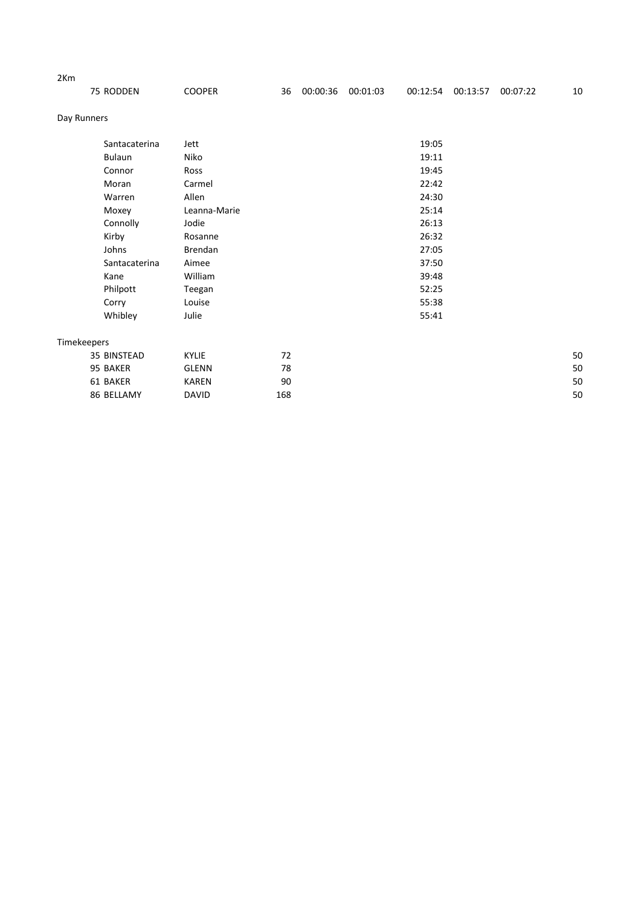2Km

| | | | | | | | | | |
|---|---|---|---|---|---|---|---|---|---|
| 75 | RODDEN | COOPER | 36 | 00:00:36 | 00:01:03 | 00:12:54 | 00:13:57 | 00:07:22 | 10 |

Day Runners

| | | |
|---|---|---|
| Santacaterina | Jett | 19:05 |
| Bulaun | Niko | 19:11 |
| Connor | Ross | 19:45 |
| Moran | Carmel | 22:42 |
| Warren | Allen | 24:30 |
| Moxey | Leanna-Marie | 25:14 |
| Connolly | Jodie | 26:13 |
| Kirby | Rosanne | 26:32 |
| Johns | Brendan | 27:05 |
| Santacaterina | Aimee | 37:50 |
| Kane | William | 39:48 |
| Philpott | Teegan | 52:25 |
| Corry | Louise | 55:38 |
| Whibley | Julie | 55:41 |

Timekeepers

| | | | | |
|---|---|---|---|---|
| 35 | BINSTEAD | KYLIE | 72 | 50 |
| 95 | BAKER | GLENN | 78 | 50 |
| 61 | BAKER | KAREN | 90 | 50 |
| 86 | BELLAMY | DAVID | 168 | 50 |